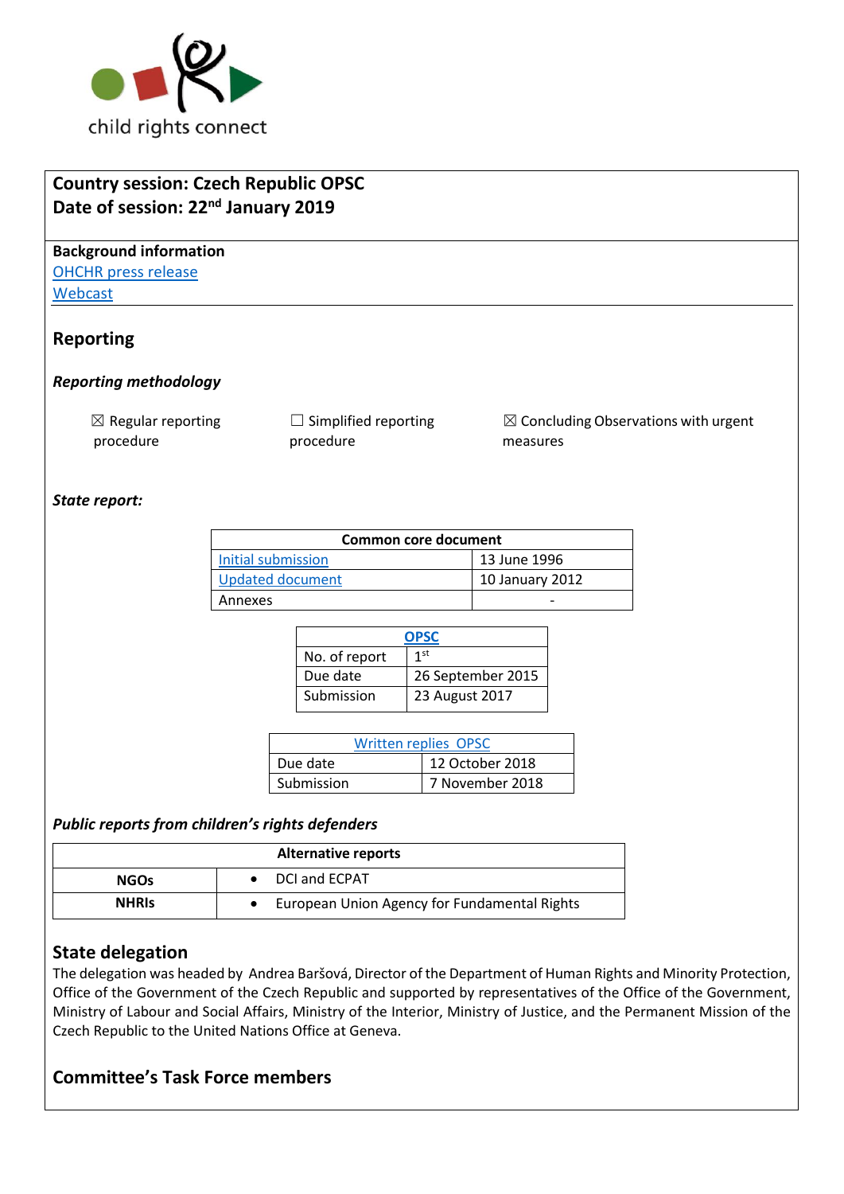child rights connect

**Country session: Czech Republic OPSC**
**Date of session: 22nd January 2019**

**Background information**
OHCHR press release
Webcast

## Reporting

### *Reporting methodology*

☒ Regular reporting procedure

☐ Simplified reporting procedure

☒ Concluding Observations with urgent measures

### *State report:*

| Common core document | |
|---|---|
| Initial submission | 13 June 1996 |
| Updated document | 10 January 2012 |
| Annexes | - |

| OPSC | |
|---|---|
| No. of report | 1st |
| Due date | 26 September 2015 |
| Submission | 23 August 2017 |

| Written replies OPSC | |
|---|---|
| Due date | 12 October 2018 |
| Submission | 7 November 2018 |

### *Public reports from children's rights defenders*

| Alternative reports | |
|---|---|
| **NGOs** | • DCI and ECPAT |
| **NHRIs** | • European Union Agency for Fundamental Rights |

## State delegation

The delegation was headed by Andrea Baršová, Director of the Department of Human Rights and Minority Protection, Office of the Government of the Czech Republic and supported by representatives of the Office of the Government, Ministry of Labour and Social Affairs, Ministry of the Interior, Ministry of Justice, and the Permanent Mission of the Czech Republic to the United Nations Office at Geneva.

## Committee's Task Force members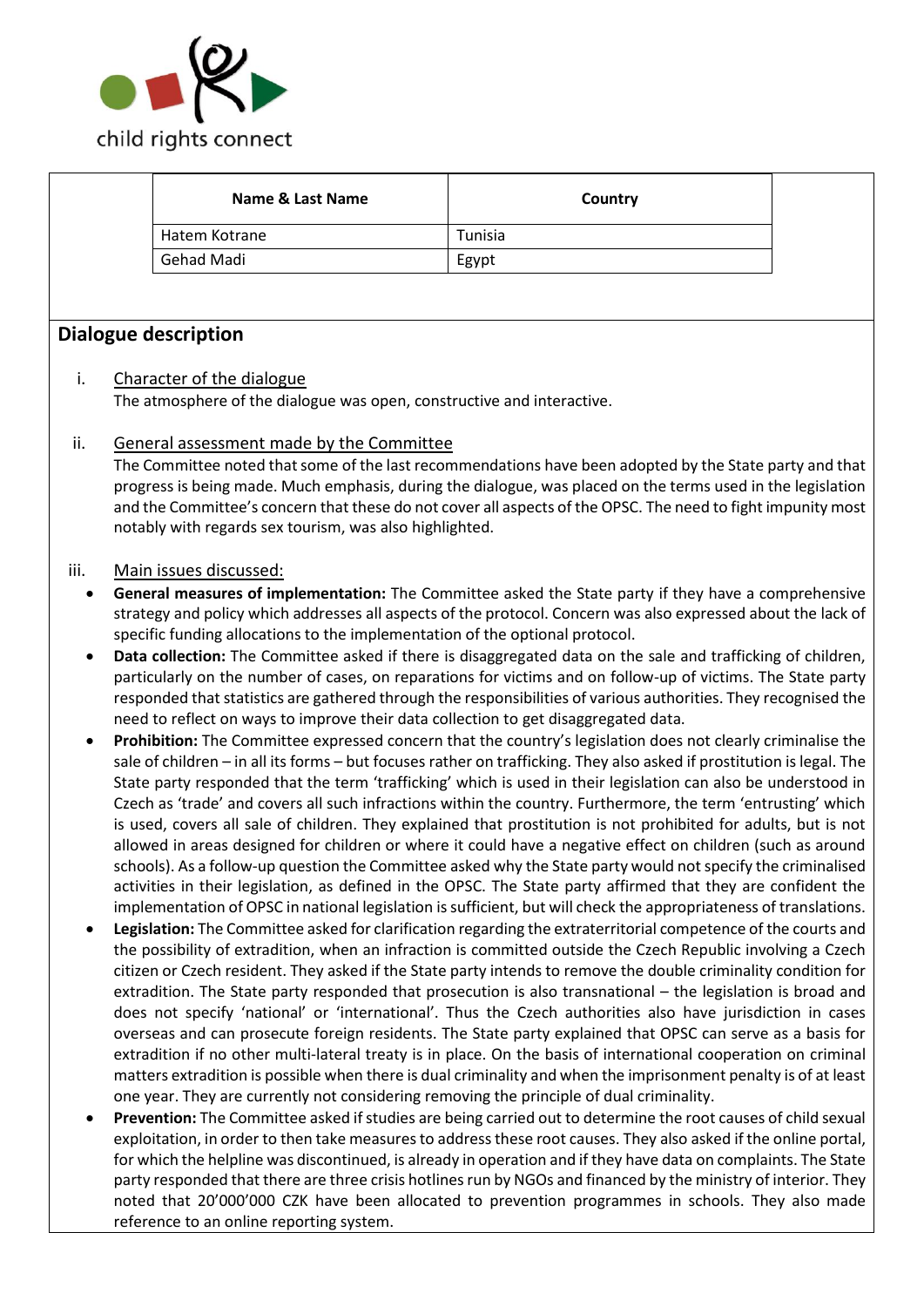| Name & Last Name | Country |
|---|---|
| Hatem Kotrane | Tunisia |
| Gehad Madi | Egypt |

## Dialogue description

i. Character of the dialogue

The atmosphere of the dialogue was open, constructive and interactive.

ii. General assessment made by the Committee

The Committee noted that some of the last recommendations have been adopted by the State party and that progress is being made. Much emphasis, during the dialogue, was placed on the terms used in the legislation and the Committee's concern that these do not cover all aspects of the OPSC. The need to fight impunity most notably with regards sex tourism, was also highlighted.

iii. Main issues discussed:

- **General measures of implementation:** The Committee asked the State party if they have a comprehensive strategy and policy which addresses all aspects of the protocol. Concern was also expressed about the lack of specific funding allocations to the implementation of the optional protocol.
- **Data collection:** The Committee asked if there is disaggregated data on the sale and trafficking of children, particularly on the number of cases, on reparations for victims and on follow-up of victims. The State party responded that statistics are gathered through the responsibilities of various authorities. They recognised the need to reflect on ways to improve their data collection to get disaggregated data.
- **Prohibition:** The Committee expressed concern that the country's legislation does not clearly criminalise the sale of children – in all its forms – but focuses rather on trafficking. They also asked if prostitution is legal. The State party responded that the term 'trafficking' which is used in their legislation can also be understood in Czech as 'trade' and covers all such infractions within the country. Furthermore, the term 'entrusting' which is used, covers all sale of children. They explained that prostitution is not prohibited for adults, but is not allowed in areas designed for children or where it could have a negative effect on children (such as around schools). As a follow-up question the Committee asked why the State party would not specify the criminalised activities in their legislation, as defined in the OPSC. The State party affirmed that they are confident the implementation of OPSC in national legislation is sufficient, but will check the appropriateness of translations.
- **Legislation:** The Committee asked for clarification regarding the extraterritorial competence of the courts and the possibility of extradition, when an infraction is committed outside the Czech Republic involving a Czech citizen or Czech resident. They asked if the State party intends to remove the double criminality condition for extradition. The State party responded that prosecution is also transnational – the legislation is broad and does not specify 'national' or 'international'. Thus the Czech authorities also have jurisdiction in cases overseas and can prosecute foreign residents. The State party explained that OPSC can serve as a basis for extradition if no other multi-lateral treaty is in place. On the basis of international cooperation on criminal matters extradition is possible when there is dual criminality and when the imprisonment penalty is of at least one year. They are currently not considering removing the principle of dual criminality.
- **Prevention:** The Committee asked if studies are being carried out to determine the root causes of child sexual exploitation, in order to then take measures to address these root causes. They also asked if the online portal, for which the helpline was discontinued, is already in operation and if they have data on complaints. The State party responded that there are three crisis hotlines run by NGOs and financed by the ministry of interior. They noted that 20'000'000 CZK have been allocated to prevention programmes in schools. They also made reference to an online reporting system.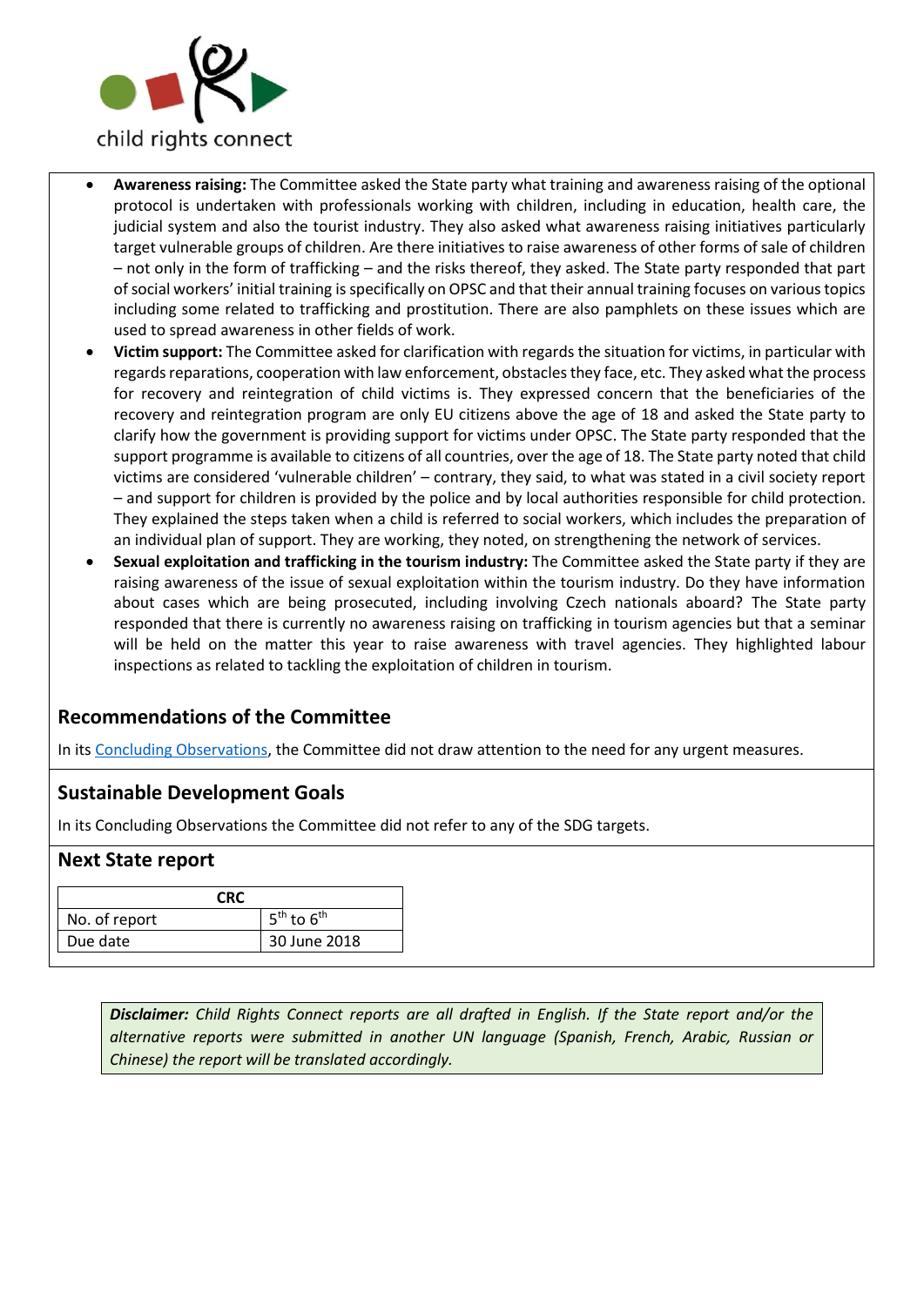- **Awareness raising:** The Committee asked the State party what training and awareness raising of the optional protocol is undertaken with professionals working with children, including in education, health care, the judicial system and also the tourist industry. They also asked what awareness raising initiatives particularly target vulnerable groups of children. Are there initiatives to raise awareness of other forms of sale of children – not only in the form of trafficking – and the risks thereof, they asked. The State party responded that part of social workers' initial training is specifically on OPSC and that their annual training focuses on various topics including some related to trafficking and prostitution. There are also pamphlets on these issues which are used to spread awareness in other fields of work.
- **Victim support:** The Committee asked for clarification with regards the situation for victims, in particular with regards reparations, cooperation with law enforcement, obstacles they face, etc. They asked what the process for recovery and reintegration of child victims is. They expressed concern that the beneficiaries of the recovery and reintegration program are only EU citizens above the age of 18 and asked the State party to clarify how the government is providing support for victims under OPSC. The State party responded that the support programme is available to citizens of all countries, over the age of 18. The State party noted that child victims are considered 'vulnerable children' – contrary, they said, to what was stated in a civil society report – and support for children is provided by the police and by local authorities responsible for child protection. They explained the steps taken when a child is referred to social workers, which includes the preparation of an individual plan of support. They are working, they noted, on strengthening the network of services.
- **Sexual exploitation and trafficking in the tourism industry:** The Committee asked the State party if they are raising awareness of the issue of sexual exploitation within the tourism industry. Do they have information about cases which are being prosecuted, including involving Czech nationals aboard? The State party responded that there is currently no awareness raising on trafficking in tourism agencies but that a seminar will be held on the matter this year to raise awareness with travel agencies. They highlighted labour inspections as related to tackling the exploitation of children in tourism.

## Recommendations of the Committee

In its Concluding Observations, the Committee did not draw attention to the need for any urgent measures.

## Sustainable Development Goals

In its Concluding Observations the Committee did not refer to any of the SDG targets.

## Next State report

| CRC | |
|---|---|
| No. of report | 5th to 6th |
| Due date | 30 June 2018 |

***Disclaimer:*** *Child Rights Connect reports are all drafted in English. If the State report and/or the alternative reports were submitted in another UN language (Spanish, French, Arabic, Russian or Chinese) the report will be translated accordingly.*